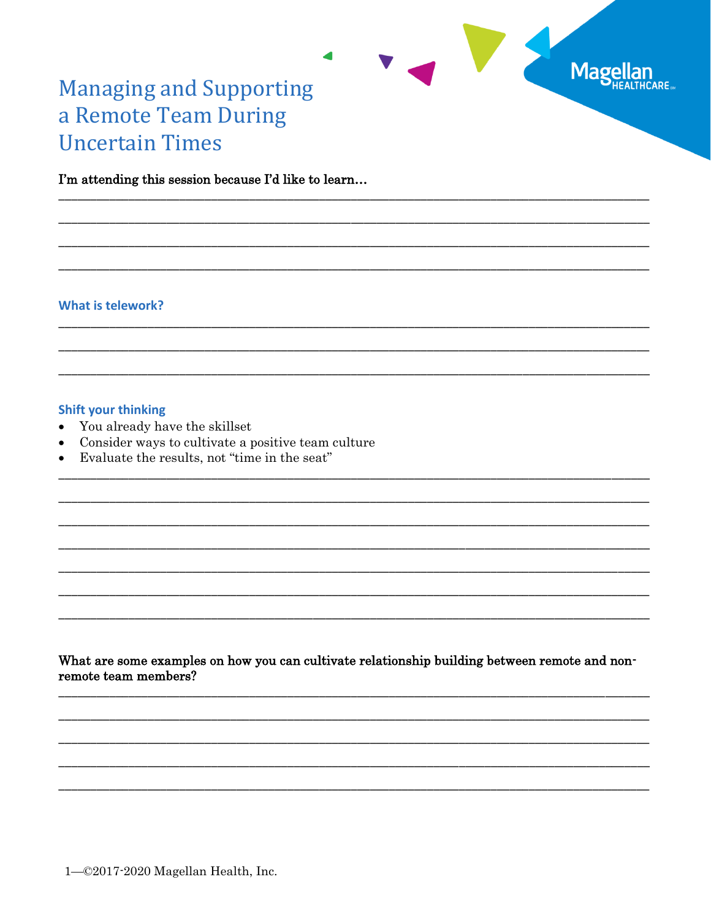# Managing and Supporting a Remote Team During Uncertain Times

**I'm attending this session because I'd like to learn…**

___________________________________________________________________________

___________________________________________________________________________

___________________________________________________________________________

___________________________________________________________________________

## What is telework?

___________________________________________________________________________

___________________________________________________________________________

___________________________________________________________________________

## Shift your thinking

- You already have the skillset
- Consider ways to cultivate a positive team culture
- Evaluate the results, not "time in the seat"

___________________________________________________________________________

___________________________________________________________________________

___________________________________________________________________________

___________________________________________________________________________

___________________________________________________________________________

___________________________________________________________________________

___________________________________________________________________________

**What are some examples on how you can cultivate relationship building between remote and non-remote team members?**

___________________________________________________________________________

___________________________________________________________________________

___________________________________________________________________________

___________________________________________________________________________

___________________________________________________________________________

©2017-2020 Magellan Health, Inc.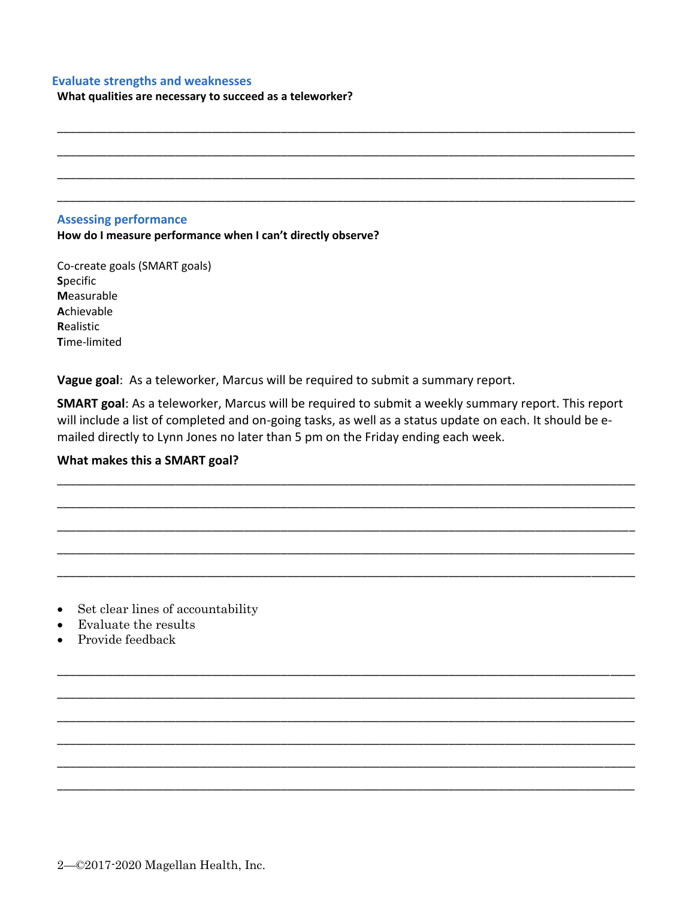## Evaluate strengths and weaknesses

**What qualities are necessary to succeed as a teleworker?**

______________________________________________________________________________

______________________________________________________________________________

______________________________________________________________________________

______________________________________________________________________________

## Assessing performance

**How do I measure performance when I can't directly observe?**

Co-create goals (SMART goals)
**S**pecific
**M**easurable
**A**chievable
**R**ealistic
**T**ime-limited

**Vague goal**: As a teleworker, Marcus will be required to submit a summary report.

**SMART goal**: As a teleworker, Marcus will be required to submit a weekly summary report. This report will include a list of completed and on-going tasks, as well as a status update on each. It should be e-mailed directly to Lynn Jones no later than 5 pm on the Friday ending each week.

**What makes this a SMART goal?**

______________________________________________________________________________

______________________________________________________________________________

______________________________________________________________________________

______________________________________________________________________________

______________________________________________________________________________

- Set clear lines of accountability
- Evaluate the results
- Provide feedback

______________________________________________________________________________

______________________________________________________________________________

______________________________________________________________________________

______________________________________________________________________________

______________________________________________________________________________

______________________________________________________________________________

©2017-2020 Magellan Health, Inc.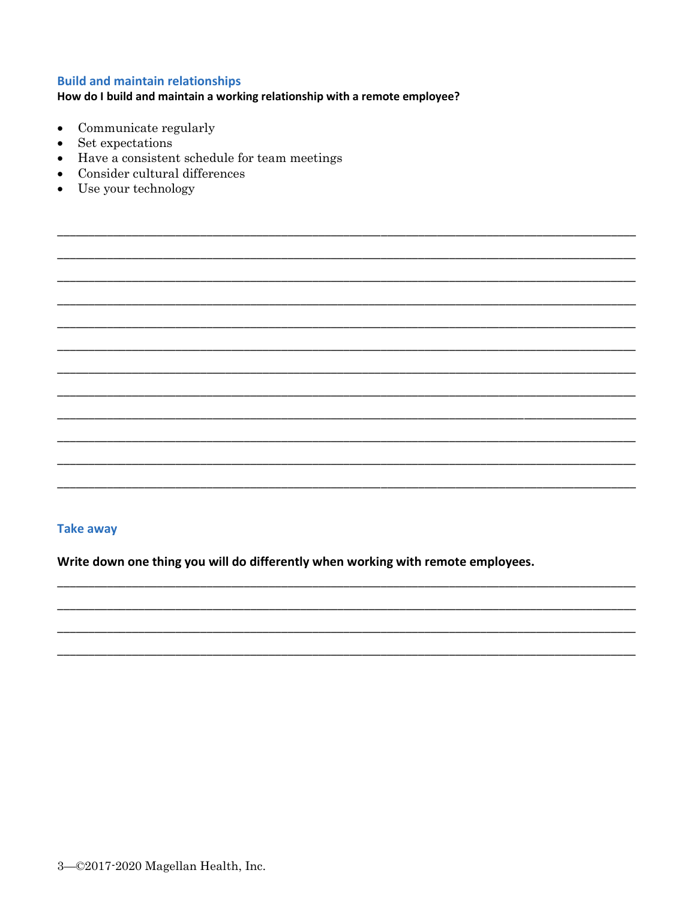## Build and maintain relationships

**How do I build and maintain a working relationship with a remote employee?**

- Communicate regularly
- Set expectations
- Have a consistent schedule for team meetings
- Consider cultural differences
- Use your technology

______________________________________________________________________________________

______________________________________________________________________________________

______________________________________________________________________________________

______________________________________________________________________________________

______________________________________________________________________________________

______________________________________________________________________________________

______________________________________________________________________________________

______________________________________________________________________________________

______________________________________________________________________________________

______________________________________________________________________________________

______________________________________________________________________________________

______________________________________________________________________________________

## Take away

**Write down one thing you will do differently when working with remote employees.**

______________________________________________________________________________________

______________________________________________________________________________________

______________________________________________________________________________________

______________________________________________________________________________________

©2017-2020 Magellan Health, Inc.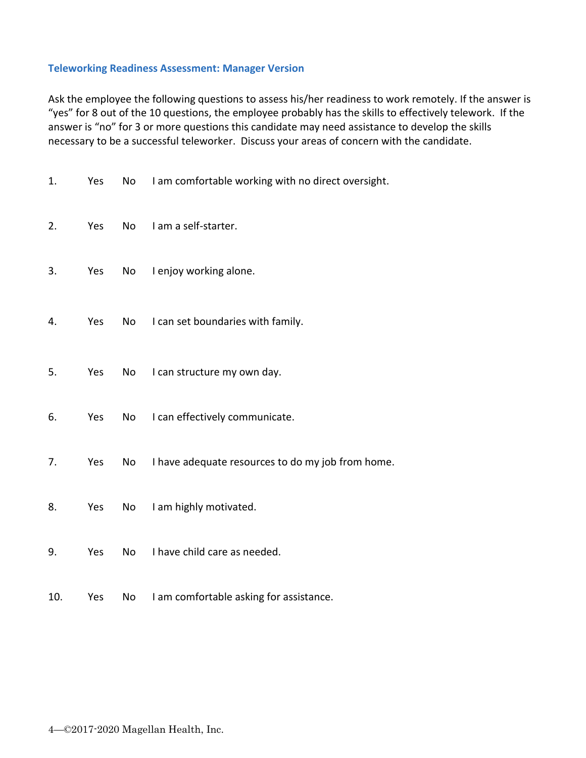### Teleworking Readiness Assessment: Manager Version

Ask the employee the following questions to assess his/her readiness to work remotely. If the answer is "yes" for 8 out of the 10 questions, the employee probably has the skills to effectively telework. If the answer is "no" for 3 or more questions this candidate may need assistance to develop the skills necessary to be a successful teleworker. Discuss your areas of concern with the candidate.

1. Yes No I am comfortable working with no direct oversight.

2. Yes No I am a self-starter.

3. Yes No I enjoy working alone.

4. Yes No I can set boundaries with family.

5. Yes No I can structure my own day.

6. Yes No I can effectively communicate.

7. Yes No I have adequate resources to do my job from home.

8. Yes No I am highly motivated.

9. Yes No I have child care as needed.

10. Yes No I am comfortable asking for assistance.

©2017-2020 Magellan Health, Inc.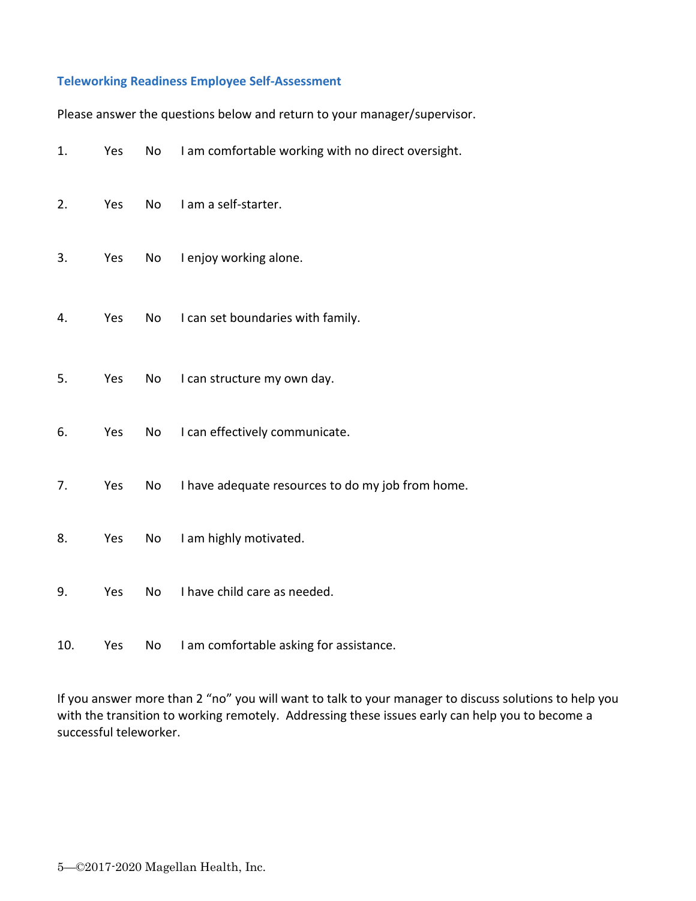### Teleworking Readiness Employee Self-Assessment

Please answer the questions below and return to your manager/supervisor.

1. Yes No I am comfortable working with no direct oversight.

2. Yes No I am a self-starter.

3. Yes No I enjoy working alone.

4. Yes No I can set boundaries with family.

5. Yes No I can structure my own day.

6. Yes No I can effectively communicate.

7. Yes No I have adequate resources to do my job from home.

8. Yes No I am highly motivated.

9. Yes No I have child care as needed.

10. Yes No I am comfortable asking for assistance.

If you answer more than 2 "no" you will want to talk to your manager to discuss solutions to help you with the transition to working remotely. Addressing these issues early can help you to become a successful teleworker.

©2017-2020 Magellan Health, Inc.